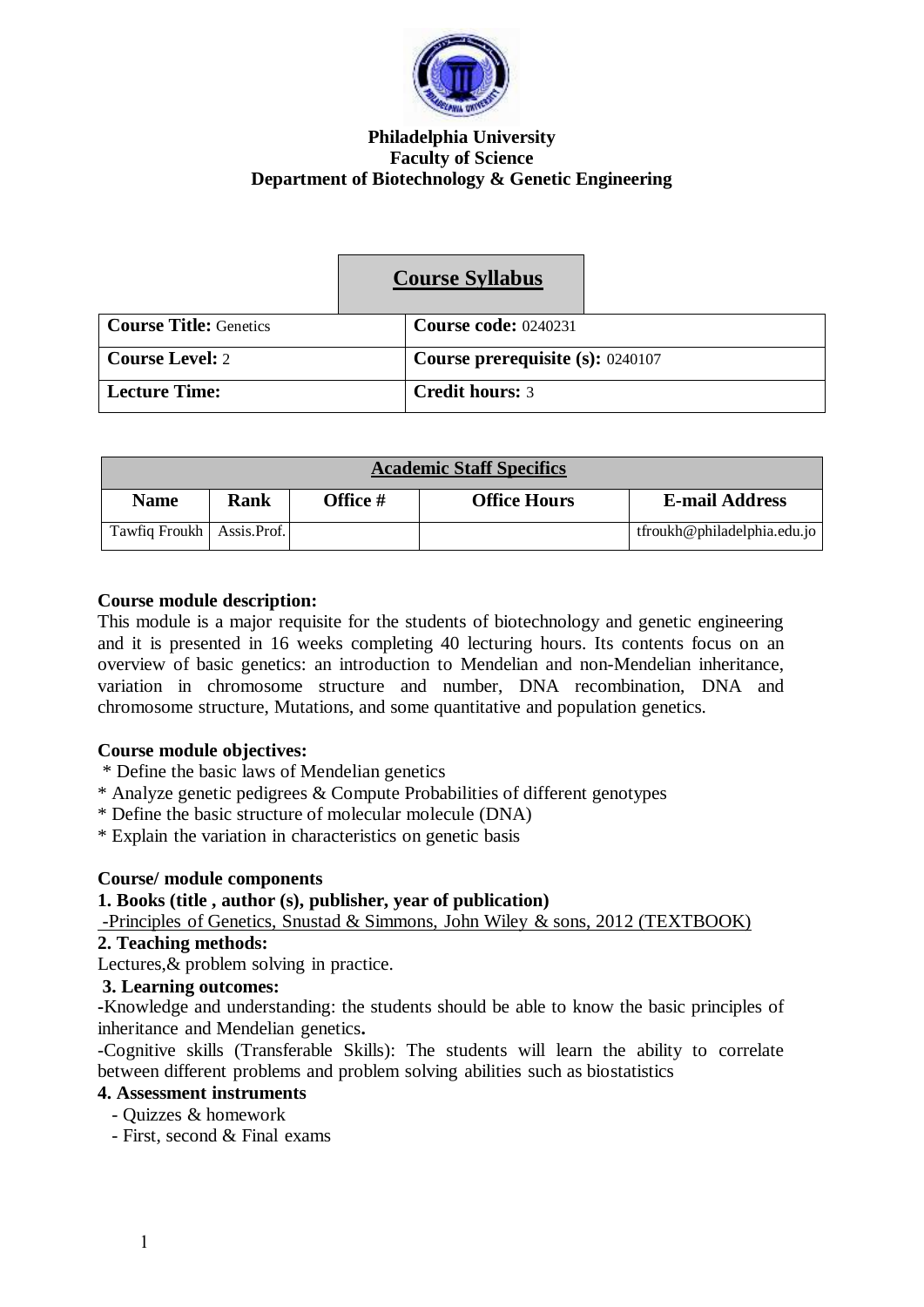**Philadelphia University**
**Faculty of Science**
**Department of Biotechnology & Genetic Engineering**

## Course Syllabus

| **Course Title:** Genetics | **Course code:** 0240231 |
|---|---|
| **Course Level:** 2 | **Course prerequisite (s):** 0240107 |
| **Lecture Time:** | **Credit hours:** 3 |

| **Academic Staff Specifics** | | | | |
|---|---|---|---|---|
| **Name** | **Rank** | **Office #** | **Office Hours** | **E-mail Address** |
| Tawfiq Froukh | Assis.Prof. | | | tfroukh@philadelphia.edu.jo |

**Course module description:**

This module is a major requisite for the students of biotechnology and genetic engineering and it is presented in 16 weeks completing 40 lecturing hours. Its contents focus on an overview of basic genetics: an introduction to Mendelian and non-Mendelian inheritance, variation in chromosome structure and number, DNA recombination, DNA and chromosome structure, Mutations, and some quantitative and population genetics.

**Course module objectives:**

* Define the basic laws of Mendelian genetics
* Analyze genetic pedigrees & Compute Probabilities of different genotypes
* Define the basic structure of molecular molecule (DNA)
* Explain the variation in characteristics on genetic basis

**Course/ module components**

**1. Books (title , author (s), publisher, year of publication)**

-Principles of Genetics, Snustad & Simmons, John Wiley & sons, 2012 (TEXTBOOK)

**2. Teaching methods:**

Lectures,& problem solving in practice.

**3. Learning outcomes:**

-Knowledge and understanding: the students should be able to know the basic principles of inheritance and Mendelian genetics**.**

-Cognitive skills (Transferable Skills): The students will learn the ability to correlate between different problems and problem solving abilities such as biostatistics

**4. Assessment instruments**

- Quizzes & homework
- First, second & Final exams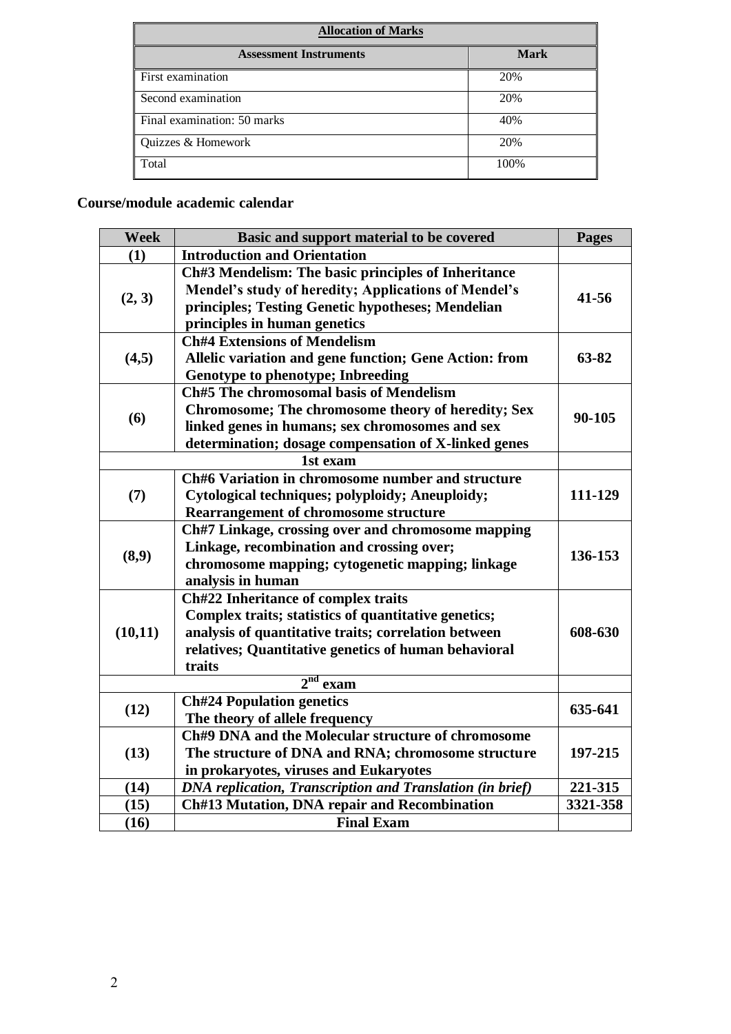| Allocation of Marks | |
|---|---|
| **Assessment Instruments** | **Mark** |
| First examination | 20% |
| Second examination | 20% |
| Final examination: 50 marks | 40% |
| Quizzes & Homework | 20% |
| Total | 100% |

**Course/module academic calendar**

| Week | Basic and support material to be covered | Pages |
|---|---|---|
| **(1)** | **Introduction and Orientation** | |
| **(2, 3)** | **Ch#3 Mendelism: The basic principles of Inheritance** **Mendel's study of heredity; Applications of Mendel's principles; Testing Genetic hypotheses; Mendelian principles in human genetics** | **41-56** |
| **(4,5)** | **Ch#4 Extensions of Mendelism** **Allelic variation and gene function; Gene Action: from Genotype to phenotype; Inbreeding** | **63-82** |
| **(6)** | **Ch#5 The chromosomal basis of Mendelism** **Chromosome; The chromosome theory of heredity; Sex linked genes in humans; sex chromosomes and sex determination; dosage compensation of X-linked genes** | **90-105** |
| | **1st exam** | |
| **(7)** | **Ch#6 Variation in chromosome number and structure** **Cytological techniques; polyploidy; Aneuploidy; Rearrangement of chromosome structure** | **111-129** |
| **(8,9)** | **Ch#7 Linkage, crossing over and chromosome mapping** **Linkage, recombination and crossing over; chromosome mapping; cytogenetic mapping; linkage analysis in human** | **136-153** |
| **(10,11)** | **Ch#22 Inheritance of complex traits** **Complex traits; statistics of quantitative genetics; analysis of quantitative traits; correlation between relatives; Quantitative genetics of human behavioral traits** | **608-630** |
| | **2nd exam** | |
| **(12)** | **Ch#24 Population genetics** **The theory of allele frequency** | **635-641** |
| **(13)** | **Ch#9 DNA and the Molecular structure of chromosome** **The structure of DNA and RNA; chromosome structure in prokaryotes, viruses and Eukaryotes** | **197-215** |
| **(14)** | ***DNA replication, Transcription and Translation (in brief)*** | **221-315** |
| **(15)** | **Ch#13 Mutation, DNA repair and Recombination** | **3321-358** |
| **(16)** | **Final Exam** | |